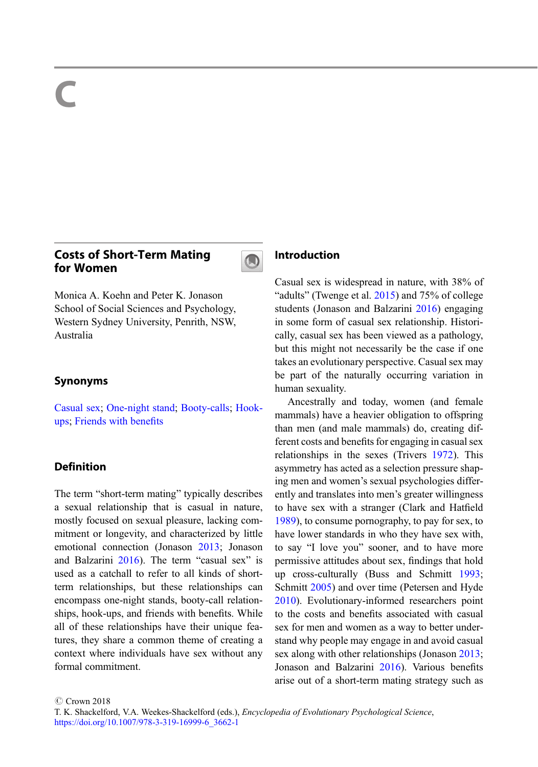# C

## Costs of Short-Term Mating for Women

Monica A. Koehn and Peter K. Jonason
School of Social Sciences and Psychology, Western Sydney University, Penrith, NSW, Australia

### Synonyms

Casual sex; One-night stand; Booty-calls; Hook-ups; Friends with benefits

### Definition

The term "short-term mating" typically describes a sexual relationship that is casual in nature, mostly focused on sexual pleasure, lacking commitment or longevity, and characterized by little emotional connection (Jonason 2013; Jonason and Balzarini 2016). The term "casual sex" is used as a catchall to refer to all kinds of short-term relationships, but these relationships can encompass one-night stands, booty-call relationships, hook-ups, and friends with benefits. While all of these relationships have their unique features, they share a common theme of creating a context where individuals have sex without any formal commitment.

### Introduction

Casual sex is widespread in nature, with 38% of "adults" (Twenge et al. 2015) and 75% of college students (Jonason and Balzarini 2016) engaging in some form of casual sex relationship. Historically, casual sex has been viewed as a pathology, but this might not necessarily be the case if one takes an evolutionary perspective. Casual sex may be part of the naturally occurring variation in human sexuality.

Ancestrally and today, women (and female mammals) have a heavier obligation to offspring than men (and male mammals) do, creating different costs and benefits for engaging in casual sex relationships in the sexes (Trivers 1972). This asymmetry has acted as a selection pressure shaping men and women's sexual psychologies differently and translates into men's greater willingness to have sex with a stranger (Clark and Hatfield 1989), to consume pornography, to pay for sex, to have lower standards in who they have sex with, to say "I love you" sooner, and to have more permissive attitudes about sex, findings that hold up cross-culturally (Buss and Schmitt 1993; Schmitt 2005) and over time (Petersen and Hyde 2010). Evolutionary-informed researchers point to the costs and benefits associated with casual sex for men and women as a way to better understand why people may engage in and avoid casual sex along with other relationships (Jonason 2013; Jonason and Balzarini 2016). Various benefits arise out of a short-term mating strategy such as

© Crown 2018
T. K. Shackelford, V.A. Weekes-Shackelford (eds.), *Encyclopedia of Evolutionary Psychological Science*,
https://doi.org/10.1007/978-3-319-16999-6_3662-1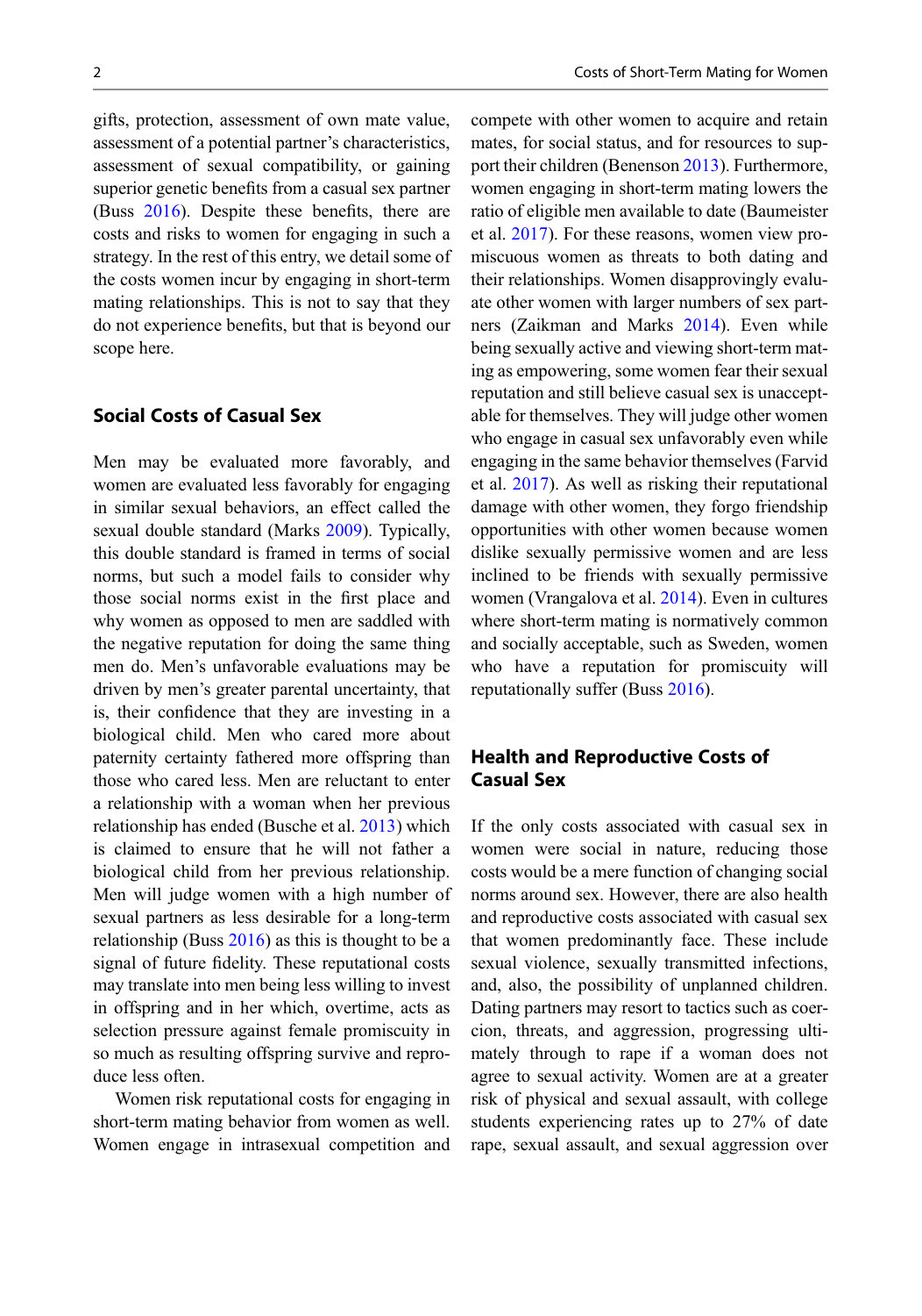gifts, protection, assessment of own mate value, assessment of a potential partner's characteristics, assessment of sexual compatibility, or gaining superior genetic benefits from a casual sex partner (Buss 2016). Despite these benefits, there are costs and risks to women for engaging in such a strategy. In the rest of this entry, we detail some of the costs women incur by engaging in short-term mating relationships. This is not to say that they do not experience benefits, but that is beyond our scope here.

## Social Costs of Casual Sex

Men may be evaluated more favorably, and women are evaluated less favorably for engaging in similar sexual behaviors, an effect called the sexual double standard (Marks 2009). Typically, this double standard is framed in terms of social norms, but such a model fails to consider why those social norms exist in the first place and why women as opposed to men are saddled with the negative reputation for doing the same thing men do. Men's unfavorable evaluations may be driven by men's greater parental uncertainty, that is, their confidence that they are investing in a biological child. Men who cared more about paternity certainty fathered more offspring than those who cared less. Men are reluctant to enter a relationship with a woman when her previous relationship has ended (Busche et al. 2013) which is claimed to ensure that he will not father a biological child from her previous relationship. Men will judge women with a high number of sexual partners as less desirable for a long-term relationship (Buss 2016) as this is thought to be a signal of future fidelity. These reputational costs may translate into men being less willing to invest in offspring and in her which, overtime, acts as selection pressure against female promiscuity in so much as resulting offspring survive and reproduce less often.

Women risk reputational costs for engaging in short-term mating behavior from women as well. Women engage in intrasexual competition and compete with other women to acquire and retain mates, for social status, and for resources to support their children (Benenson 2013). Furthermore, women engaging in short-term mating lowers the ratio of eligible men available to date (Baumeister et al. 2017). For these reasons, women view promiscuous women as threats to both dating and their relationships. Women disapprovingly evaluate other women with larger numbers of sex partners (Zaikman and Marks 2014). Even while being sexually active and viewing short-term mating as empowering, some women fear their sexual reputation and still believe casual sex is unacceptable for themselves. They will judge other women who engage in casual sex unfavorably even while engaging in the same behavior themselves (Farvid et al. 2017). As well as risking their reputational damage with other women, they forgo friendship opportunities with other women because women dislike sexually permissive women and are less inclined to be friends with sexually permissive women (Vrangalova et al. 2014). Even in cultures where short-term mating is normatively common and socially acceptable, such as Sweden, women who have a reputation for promiscuity will reputationally suffer (Buss 2016).

## Health and Reproductive Costs of Casual Sex

If the only costs associated with casual sex in women were social in nature, reducing those costs would be a mere function of changing social norms around sex. However, there are also health and reproductive costs associated with casual sex that women predominantly face. These include sexual violence, sexually transmitted infections, and, also, the possibility of unplanned children. Dating partners may resort to tactics such as coercion, threats, and aggression, progressing ultimately through to rape if a woman does not agree to sexual activity. Women are at a greater risk of physical and sexual assault, with college students experiencing rates up to 27% of date rape, sexual assault, and sexual aggression over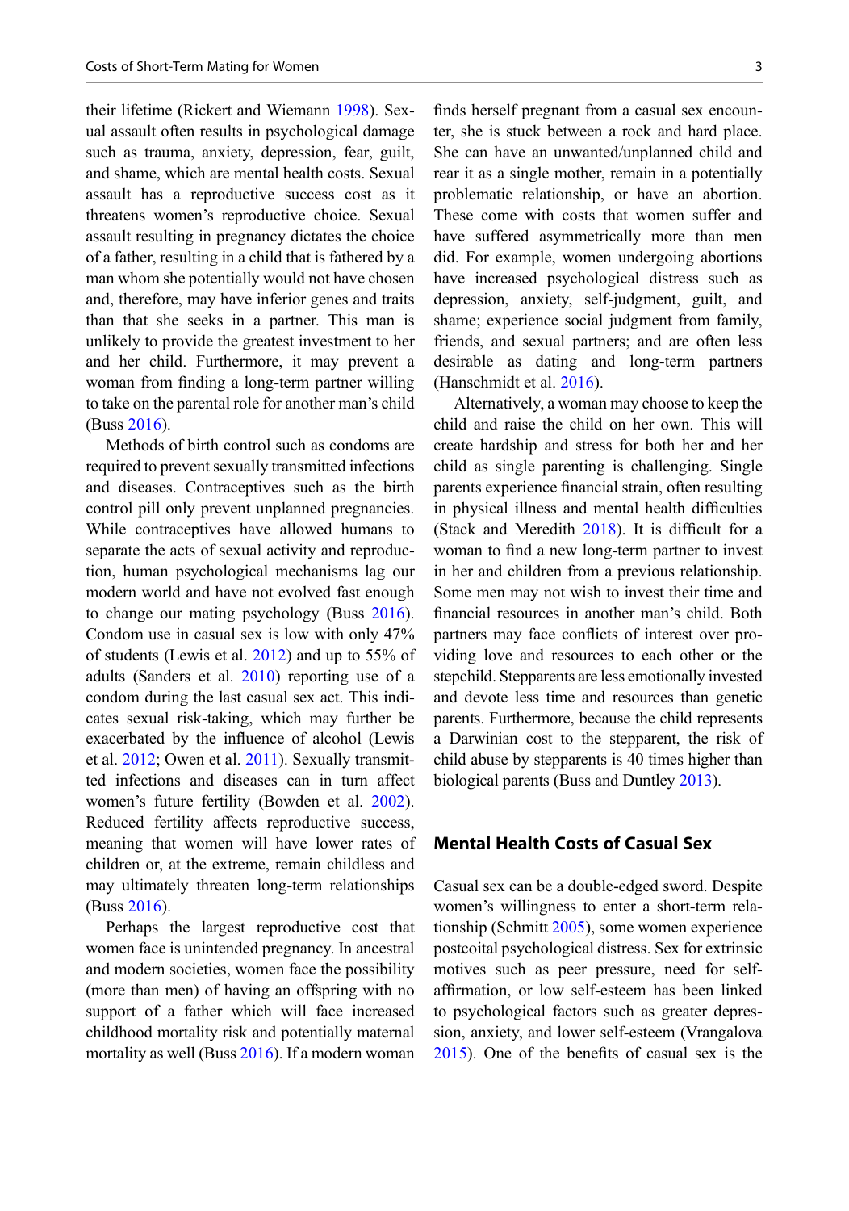their lifetime (Rickert and Wiemann 1998). Sexual assault often results in psychological damage such as trauma, anxiety, depression, fear, guilt, and shame, which are mental health costs. Sexual assault has a reproductive success cost as it threatens women's reproductive choice. Sexual assault resulting in pregnancy dictates the choice of a father, resulting in a child that is fathered by a man whom she potentially would not have chosen and, therefore, may have inferior genes and traits than that she seeks in a partner. This man is unlikely to provide the greatest investment to her and her child. Furthermore, it may prevent a woman from finding a long-term partner willing to take on the parental role for another man's child (Buss 2016).

Methods of birth control such as condoms are required to prevent sexually transmitted infections and diseases. Contraceptives such as the birth control pill only prevent unplanned pregnancies. While contraceptives have allowed humans to separate the acts of sexual activity and reproduction, human psychological mechanisms lag our modern world and have not evolved fast enough to change our mating psychology (Buss 2016). Condom use in casual sex is low with only 47% of students (Lewis et al. 2012) and up to 55% of adults (Sanders et al. 2010) reporting use of a condom during the last casual sex act. This indicates sexual risk-taking, which may further be exacerbated by the influence of alcohol (Lewis et al. 2012; Owen et al. 2011). Sexually transmitted infections and diseases can in turn affect women's future fertility (Bowden et al. 2002). Reduced fertility affects reproductive success, meaning that women will have lower rates of children or, at the extreme, remain childless and may ultimately threaten long-term relationships (Buss 2016).

Perhaps the largest reproductive cost that women face is unintended pregnancy. In ancestral and modern societies, women face the possibility (more than men) of having an offspring with no support of a father which will face increased childhood mortality risk and potentially maternal mortality as well (Buss 2016). If a modern woman finds herself pregnant from a casual sex encounter, she is stuck between a rock and hard place. She can have an unwanted/unplanned child and rear it as a single mother, remain in a potentially problematic relationship, or have an abortion. These come with costs that women suffer and have suffered asymmetrically more than men did. For example, women undergoing abortions have increased psychological distress such as depression, anxiety, self-judgment, guilt, and shame; experience social judgment from family, friends, and sexual partners; and are often less desirable as dating and long-term partners (Hanschmidt et al. 2016).

Alternatively, a woman may choose to keep the child and raise the child on her own. This will create hardship and stress for both her and her child as single parenting is challenging. Single parents experience financial strain, often resulting in physical illness and mental health difficulties (Stack and Meredith 2018). It is difficult for a woman to find a new long-term partner to invest in her and children from a previous relationship. Some men may not wish to invest their time and financial resources in another man's child. Both partners may face conflicts of interest over providing love and resources to each other or the stepchild. Stepparents are less emotionally invested and devote less time and resources than genetic parents. Furthermore, because the child represents a Darwinian cost to the stepparent, the risk of child abuse by stepparents is 40 times higher than biological parents (Buss and Duntley 2013).

## Mental Health Costs of Casual Sex

Casual sex can be a double-edged sword. Despite women's willingness to enter a short-term relationship (Schmitt 2005), some women experience postcoital psychological distress. Sex for extrinsic motives such as peer pressure, need for self-affirmation, or low self-esteem has been linked to psychological factors such as greater depression, anxiety, and lower self-esteem (Vrangalova 2015). One of the benefits of casual sex is the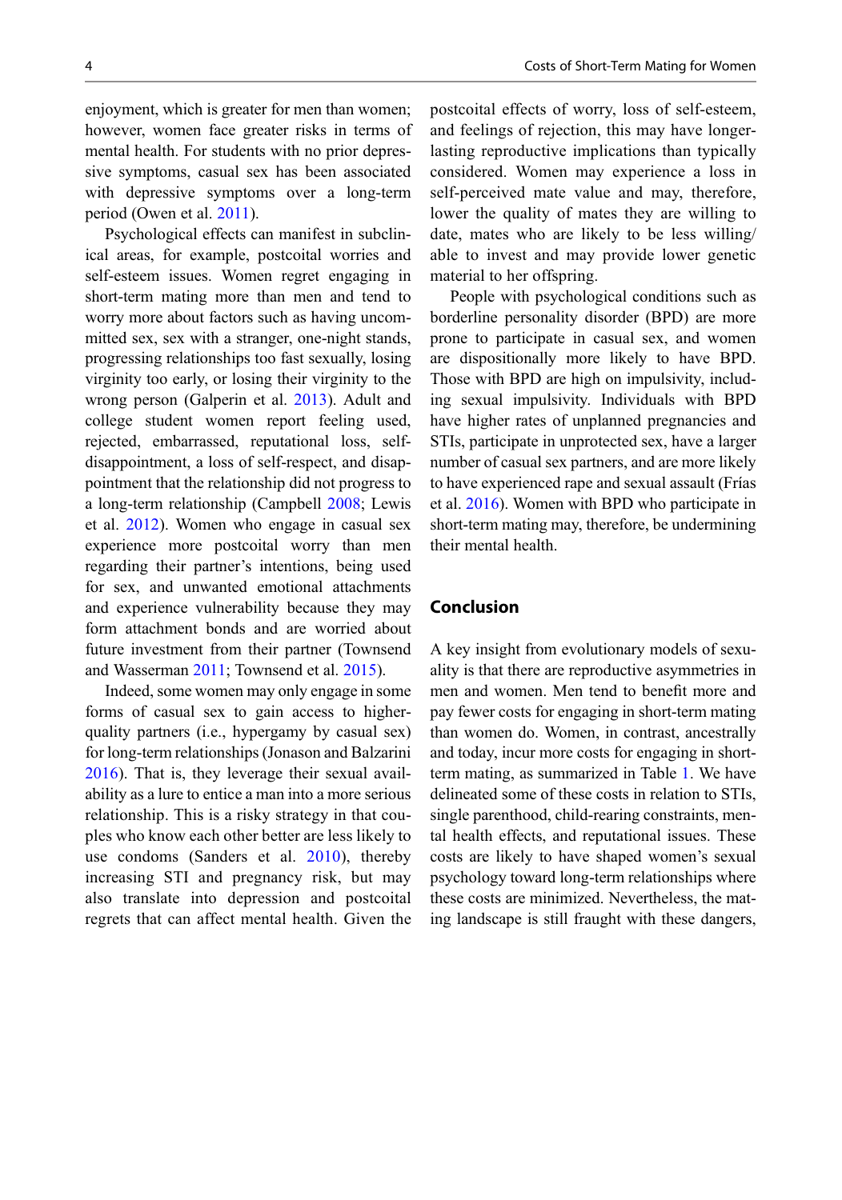enjoyment, which is greater for men than women; however, women face greater risks in terms of mental health. For students with no prior depressive symptoms, casual sex has been associated with depressive symptoms over a long-term period (Owen et al. 2011).

Psychological effects can manifest in subclinical areas, for example, postcoital worries and self-esteem issues. Women regret engaging in short-term mating more than men and tend to worry more about factors such as having uncommitted sex, sex with a stranger, one-night stands, progressing relationships too fast sexually, losing virginity too early, or losing their virginity to the wrong person (Galperin et al. 2013). Adult and college student women report feeling used, rejected, embarrassed, reputational loss, self-disappointment, a loss of self-respect, and disappointment that the relationship did not progress to a long-term relationship (Campbell 2008; Lewis et al. 2012). Women who engage in casual sex experience more postcoital worry than men regarding their partner's intentions, being used for sex, and unwanted emotional attachments and experience vulnerability because they may form attachment bonds and are worried about future investment from their partner (Townsend and Wasserman 2011; Townsend et al. 2015).

Indeed, some women may only engage in some forms of casual sex to gain access to higher-quality partners (i.e., hypergamy by casual sex) for long-term relationships (Jonason and Balzarini 2016). That is, they leverage their sexual availability as a lure to entice a man into a more serious relationship. This is a risky strategy in that couples who know each other better are less likely to use condoms (Sanders et al. 2010), thereby increasing STI and pregnancy risk, but may also translate into depression and postcoital regrets that can affect mental health. Given the postcoital effects of worry, loss of self-esteem, and feelings of rejection, this may have longer-lasting reproductive implications than typically considered. Women may experience a loss in self-perceived mate value and may, therefore, lower the quality of mates they are willing to date, mates who are likely to be less willing/able to invest and may provide lower genetic material to her offspring.

People with psychological conditions such as borderline personality disorder (BPD) are more prone to participate in casual sex, and women are dispositionally more likely to have BPD. Those with BPD are high on impulsivity, including sexual impulsivity. Individuals with BPD have higher rates of unplanned pregnancies and STIs, participate in unprotected sex, have a larger number of casual sex partners, and are more likely to have experienced rape and sexual assault (Frías et al. 2016). Women with BPD who participate in short-term mating may, therefore, be undermining their mental health.

## Conclusion

A key insight from evolutionary models of sexuality is that there are reproductive asymmetries in men and women. Men tend to benefit more and pay fewer costs for engaging in short-term mating than women do. Women, in contrast, ancestrally and today, incur more costs for engaging in short-term mating, as summarized in Table 1. We have delineated some of these costs in relation to STIs, single parenthood, child-rearing constraints, mental health effects, and reputational issues. These costs are likely to have shaped women's sexual psychology toward long-term relationships where these costs are minimized. Nevertheless, the mating landscape is still fraught with these dangers,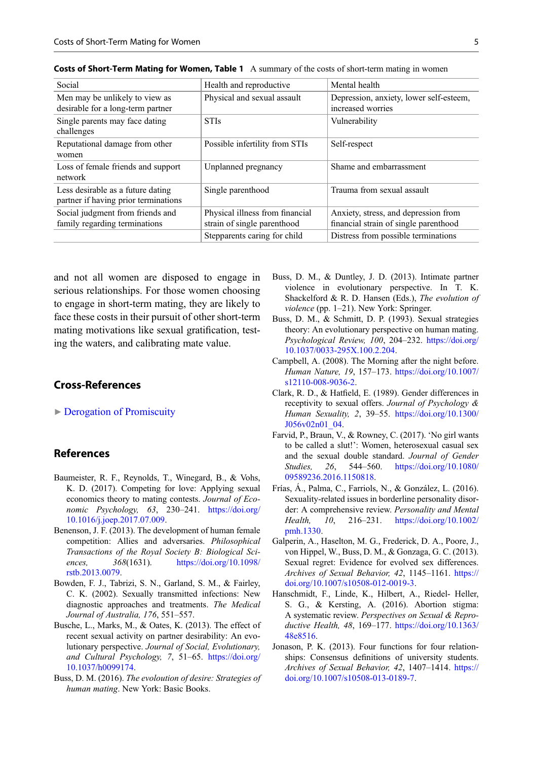**Costs of Short-Term Mating for Women, Table 1** A summary of the costs of short-term mating in women

| Social | Health and reproductive | Mental health |
|---|---|---|
| Men may be unlikely to view as desirable for a long-term partner | Physical and sexual assault | Depression, anxiety, lower self-esteem, increased worries |
| Single parents may face dating challenges | STIs | Vulnerability |
| Reputational damage from other women | Possible infertility from STIs | Self-respect |
| Loss of female friends and support network | Unplanned pregnancy | Shame and embarrassment |
| Less desirable as a future dating partner if having prior terminations | Single parenthood | Trauma from sexual assault |
| Social judgment from friends and family regarding terminations | Physical illness from financial strain of single parenthood | Anxiety, stress, and depression from financial strain of single parenthood |
| | Stepparents caring for child | Distress from possible terminations |

and not all women are disposed to engage in serious relationships. For those women choosing to engage in short-term mating, they are likely to face these costs in their pursuit of other short-term mating motivations like sexual gratification, testing the waters, and calibrating mate value.

## Cross-References

► Derogation of Promiscuity

## References

Baumeister, R. F., Reynolds, T., Winegard, B., & Vohs, K. D. (2017). Competing for love: Applying sexual economics theory to mating contests. *Journal of Economic Psychology, 63*, 230–241. https://doi.org/10.1016/j.joep.2017.07.009.

Benenson, J. F. (2013). The development of human female competition: Allies and adversaries. *Philosophical Transactions of the Royal Society B: Biological Sciences, 368*(1631). https://doi.org/10.1098/rstb.2013.0079.

Bowden, F. J., Tabrizi, S. N., Garland, S. M., & Fairley, C. K. (2002). Sexually transmitted infections: New diagnostic approaches and treatments. *The Medical Journal of Australia, 176*, 551–557.

Busche, L., Marks, M., & Oates, K. (2013). The effect of recent sexual activity on partner desirability: An evolutionary perspective. *Journal of Social, Evolutionary, and Cultural Psychology, 7*, 51–65. https://doi.org/10.1037/h0099174.

Buss, D. M. (2016). *The evoloution of desire: Strategies of human mating*. New York: Basic Books.

Buss, D. M., & Duntley, J. D. (2013). Intimate partner violence in evolutionary perspective. In T. K. Shackelford & R. D. Hansen (Eds.), *The evolution of violence* (pp. 1–21). New York: Springer.

Buss, D. M., & Schmitt, D. P. (1993). Sexual strategies theory: An evolutionary perspective on human mating. *Psychological Review, 100*, 204–232. https://doi.org/10.1037/0033-295X.100.2.204.

Campbell, A. (2008). The Morning after the night before. *Human Nature, 19*, 157–173. https://doi.org/10.1007/s12110-008-9036-2.

Clark, R. D., & Hatfield, E. (1989). Gender differences in receptivity to sexual offers. *Journal of Psychology & Human Sexuality, 2*, 39–55. https://doi.org/10.1300/J056v02n01_04.

Farvid, P., Braun, V., & Rowney, C. (2017). 'No girl wants to be called a slut!': Women, heterosexual casual sex and the sexual double standard. *Journal of Gender Studies, 26*, 544–560. https://doi.org/10.1080/09589236.2016.1150818.

Frías, Á., Palma, C., Farriols, N., & González, L. (2016). Sexuality-related issues in borderline personality disorder: A comprehensive review. *Personality and Mental Health, 10*, 216–231. https://doi.org/10.1002/pmh.1330.

Galperin, A., Haselton, M. G., Frederick, D. A., Poore, J., von Hippel, W., Buss, D. M., & Gonzaga, G. C. (2013). Sexual regret: Evidence for evolved sex differences. *Archives of Sexual Behavior, 42*, 1145–1161. https://doi.org/10.1007/s10508-012-0019-3.

Hanschmidt, F., Linde, K., Hilbert, A., Riedel- Heller, S. G., & Kersting, A. (2016). Abortion stigma: A systematic review. *Perspectives on Sexual & Reproductive Health, 48*, 169–177. https://doi.org/10.1363/48e8516.

Jonason, P. K. (2013). Four functions for four relationships: Consensus definitions of university students. *Archives of Sexual Behavior, 42*, 1407–1414. https://doi.org/10.1007/s10508-013-0189-7.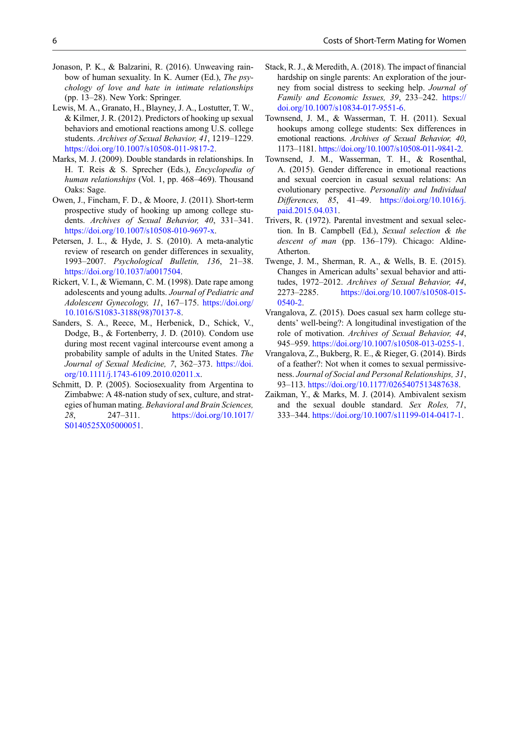Jonason, P. K., & Balzarini, R. (2016). Unweaving rainbow of human sexuality. In K. Aumer (Ed.), *The psychology of love and hate in intimate relationships* (pp. 13–28). New York: Springer.

Lewis, M. A., Granato, H., Blayney, J. A., Lostutter, T. W., & Kilmer, J. R. (2012). Predictors of hooking up sexual behaviors and emotional reactions among U.S. college students. *Archives of Sexual Behavior, 41*, 1219–1229. https://doi.org/10.1007/s10508-011-9817-2.

Marks, M. J. (2009). Double standards in relationships. In H. T. Reis & S. Sprecher (Eds.), *Encyclopedia of human relationships* (Vol. 1, pp. 468–469). Thousand Oaks: Sage.

Owen, J., Fincham, F. D., & Moore, J. (2011). Short-term prospective study of hooking up among college students. *Archives of Sexual Behavior, 40*, 331–341. https://doi.org/10.1007/s10508-010-9697-x.

Petersen, J. L., & Hyde, J. S. (2010). A meta-analytic review of research on gender differences in sexuality, 1993–2007. *Psychological Bulletin, 136*, 21–38. https://doi.org/10.1037/a0017504.

Rickert, V. I., & Wiemann, C. M. (1998). Date rape among adolescents and young adults. *Journal of Pediatric and Adolescent Gynecology, 11*, 167–175. https://doi.org/10.1016/S1083-3188(98)70137-8.

Sanders, S. A., Reece, M., Herbenick, D., Schick, V., Dodge, B., & Fortenberry, J. D. (2010). Condom use during most recent vaginal intercourse event among a probability sample of adults in the United States. *The Journal of Sexual Medicine, 7*, 362–373. https://doi.org/10.1111/j.1743-6109.2010.02011.x.

Schmitt, D. P. (2005). Sociosexuality from Argentina to Zimbabwe: A 48-nation study of sex, culture, and strategies of human mating. *Behavioral and Brain Sciences, 28*, 247–311. https://doi.org/10.1017/S0140525X05000051.

Stack, R. J., & Meredith, A. (2018). The impact of financial hardship on single parents: An exploration of the journey from social distress to seeking help. *Journal of Family and Economic Issues, 39*, 233–242. https://doi.org/10.1007/s10834-017-9551-6.

Townsend, J. M., & Wasserman, T. H. (2011). Sexual hookups among college students: Sex differences in emotional reactions. *Archives of Sexual Behavior, 40*, 1173–1181. https://doi.org/10.1007/s10508-011-9841-2.

Townsend, J. M., Wasserman, T. H., & Rosenthal, A. (2015). Gender difference in emotional reactions and sexual coercion in casual sexual relations: An evolutionary perspective. *Personality and Individual Differences, 85*, 41–49. https://doi.org/10.1016/j.paid.2015.04.031.

Trivers, R. (1972). Parental investment and sexual selection. In B. Campbell (Ed.), *Sexual selection & the descent of man* (pp. 136–179). Chicago: Aldine-Atherton.

Twenge, J. M., Sherman, R. A., & Wells, B. E. (2015). Changes in American adults' sexual behavior and attitudes, 1972–2012. *Archives of Sexual Behavior, 44*, 2273–2285. https://doi.org/10.1007/s10508-015-0540-2.

Vrangalova, Z. (2015). Does casual sex harm college students' well-being?: A longitudinal investigation of the role of motivation. *Archives of Sexual Behavior, 44*, 945–959. https://doi.org/10.1007/s10508-013-0255-1.

Vrangalova, Z., Bukberg, R. E., & Rieger, G. (2014). Birds of a feather?: Not when it comes to sexual permissiveness. *Journal of Social and Personal Relationships, 31*, 93–113. https://doi.org/10.1177/0265407513487638.

Zaikman, Y., & Marks, M. J. (2014). Ambivalent sexism and the sexual double standard. *Sex Roles, 71*, 333–344. https://doi.org/10.1007/s11199-014-0417-1.